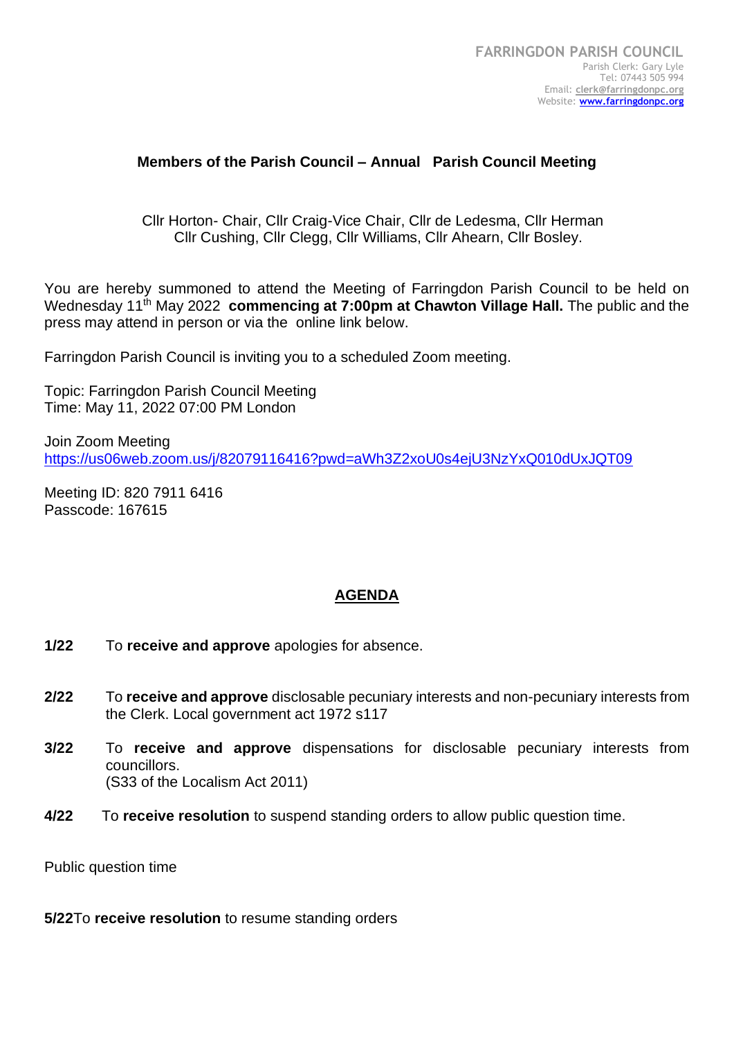FARRINGDON PARISH COUNCIL
Parish Clerk: Gary Lyle
Tel: 07443 505 994
Email: clerk@farringdonpc.org
Website: www.farringdonpc.org

## Members of the Parish Council – Annual Parish Council Meeting

Cllr Horton- Chair, Cllr Craig-Vice Chair, Cllr de Ledesma, Cllr Herman
Cllr Cushing, Cllr Clegg, Cllr Williams, Cllr Ahearn, Cllr Bosley.

You are hereby summoned to attend the Meeting of Farringdon Parish Council to be held on Wednesday 11th May 2022 **commencing at 7:00pm at Chawton Village Hall.** The public and the press may attend in person or via the online link below.

Farringdon Parish Council is inviting you to a scheduled Zoom meeting.

Topic: Farringdon Parish Council Meeting
Time: May 11, 2022 07:00 PM London

Join Zoom Meeting
https://us06web.zoom.us/j/82079116416?pwd=aWh3Z2xoU0s4ejU3NzYxQ010dUxJQT09

Meeting ID: 820 7911 6416
Passcode: 167615

## AGENDA

**1/22** To **receive and approve** apologies for absence.

**2/22** To **receive and approve** disclosable pecuniary interests and non-pecuniary interests from the Clerk. Local government act 1972 s117

**3/22** To **receive and approve** dispensations for disclosable pecuniary interests from councillors.
(S33 of the Localism Act 2011)

**4/22** To **receive resolution** to suspend standing orders to allow public question time.

Public question time

**5/22** To **receive resolution** to resume standing orders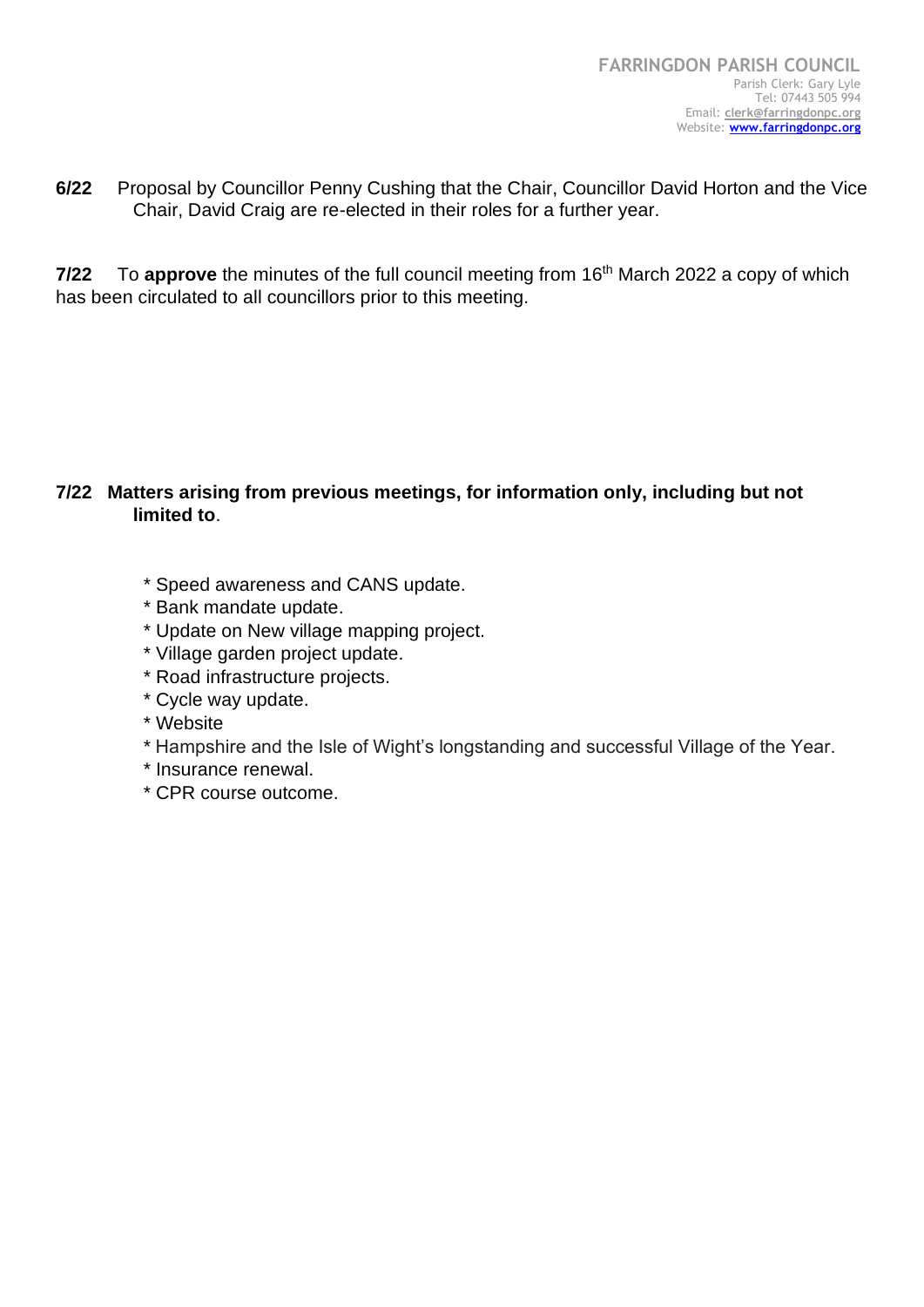**6/22** Proposal by Councillor Penny Cushing that the Chair, Councillor David Horton and the Vice Chair, David Craig are re-elected in their roles for a further year.

**7/22** To **approve** the minutes of the full council meeting from 16th March 2022 a copy of which has been circulated to all councillors prior to this meeting.

**7/22 Matters arising from previous meetings, for information only, including but not limited to**.

* Speed awareness and CANS update.
* Bank mandate update.
* Update on New village mapping project.
* Village garden project update.
* Road infrastructure projects.
* Cycle way update.
* Website
* Hampshire and the Isle of Wight's longstanding and successful Village of the Year.
* Insurance renewal.
* CPR course outcome.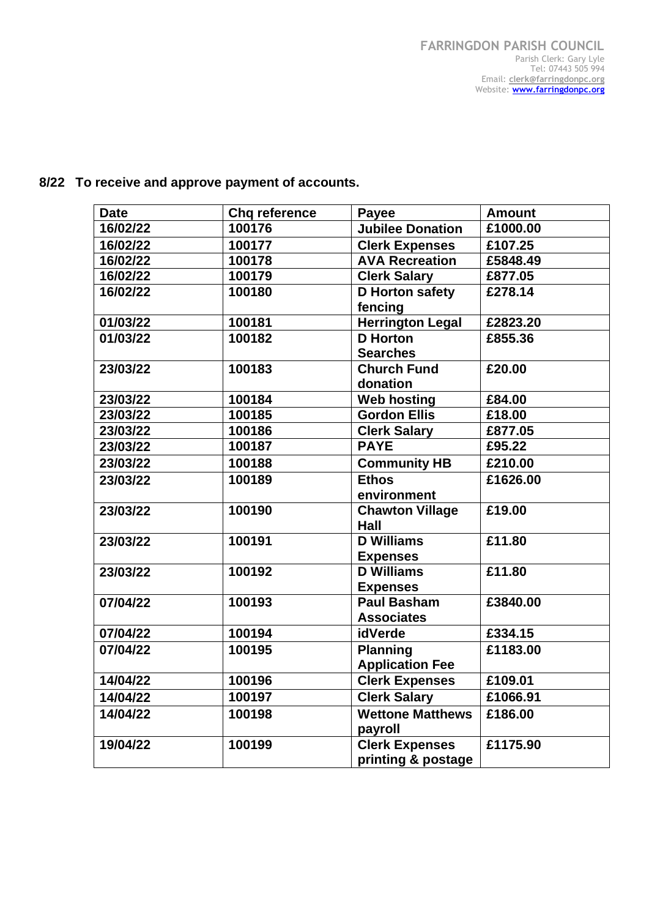**8/22 To receive and approve payment of accounts.**

| Date | Chq reference | Payee | Amount |
|---|---|---|---|
| 16/02/22 | 100176 | Jubilee Donation | £1000.00 |
| 16/02/22 | 100177 | Clerk Expenses | £107.25 |
| 16/02/22 | 100178 | AVA Recreation | £5848.49 |
| 16/02/22 | 100179 | Clerk Salary | £877.05 |
| 16/02/22 | 100180 | D Horton safety fencing | £278.14 |
| 01/03/22 | 100181 | Herrington Legal | £2823.20 |
| 01/03/22 | 100182 | D Horton Searches | £855.36 |
| 23/03/22 | 100183 | Church Fund donation | £20.00 |
| 23/03/22 | 100184 | Web hosting | £84.00 |
| 23/03/22 | 100185 | Gordon Ellis | £18.00 |
| 23/03/22 | 100186 | Clerk Salary | £877.05 |
| 23/03/22 | 100187 | PAYE | £95.22 |
| 23/03/22 | 100188 | Community HB | £210.00 |
| 23/03/22 | 100189 | Ethos environment | £1626.00 |
| 23/03/22 | 100190 | Chawton Village Hall | £19.00 |
| 23/03/22 | 100191 | D Williams Expenses | £11.80 |
| 23/03/22 | 100192 | D Williams Expenses | £11.80 |
| 07/04/22 | 100193 | Paul Basham Associates | £3840.00 |
| 07/04/22 | 100194 | idVerde | £334.15 |
| 07/04/22 | 100195 | Planning Application Fee | £1183.00 |
| 14/04/22 | 100196 | Clerk Expenses | £109.01 |
| 14/04/22 | 100197 | Clerk Salary | £1066.91 |
| 14/04/22 | 100198 | Wettone Matthews payroll | £186.00 |
| 19/04/22 | 100199 | Clerk Expenses printing & postage | £1175.90 |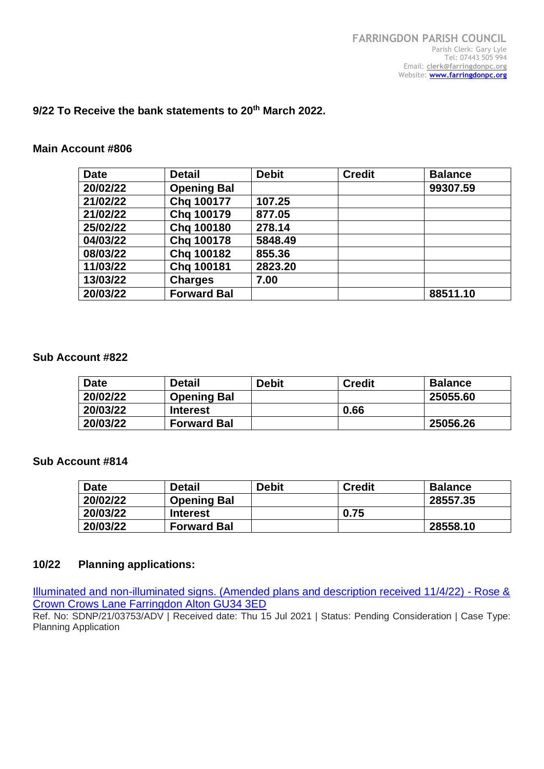**FARRINGDON PARISH COUNCIL**
Parish Clerk: Gary Lyle
Tel: 07443 505 994
Email: clerk@farringdonpc.org
Website: www.farringdonpc.org

### 9/22 To Receive the bank statements to 20th March 2022.

**Main Account #806**

| Date | Detail | Debit | Credit | Balance |
|---|---|---|---|---|
| 20/02/22 | Opening Bal | | | 99307.59 |
| 21/02/22 | Chq 100177 | 107.25 | | |
| 21/02/22 | Chq 100179 | 877.05 | | |
| 25/02/22 | Chq 100180 | 278.14 | | |
| 04/03/22 | Chq 100178 | 5848.49 | | |
| 08/03/22 | Chq 100182 | 855.36 | | |
| 11/03/22 | Chq 100181 | 2823.20 | | |
| 13/03/22 | Charges | 7.00 | | |
| 20/03/22 | Forward Bal | | | 88511.10 |

**Sub Account #822**

| Date | Detail | Debit | Credit | Balance |
|---|---|---|---|---|
| 20/02/22 | Opening Bal | | | 25055.60 |
| 20/03/22 | Interest | | 0.66 | |
| 20/03/22 | Forward Bal | | | 25056.26 |

**Sub Account #814**

| Date | Detail | Debit | Credit | Balance |
|---|---|---|---|---|
| 20/02/22 | Opening Bal | | | 28557.35 |
| 20/03/22 | Interest | | 0.75 | |
| 20/03/22 | Forward Bal | | | 28558.10 |

### 10/22 Planning applications:

Illuminated and non-illuminated signs. (Amended plans and description received 11/4/22) - Rose & Crown Crows Lane Farringdon Alton GU34 3ED

Ref. No: SDNP/21/03753/ADV | Received date: Thu 15 Jul 2021 | Status: Pending Consideration | Case Type: Planning Application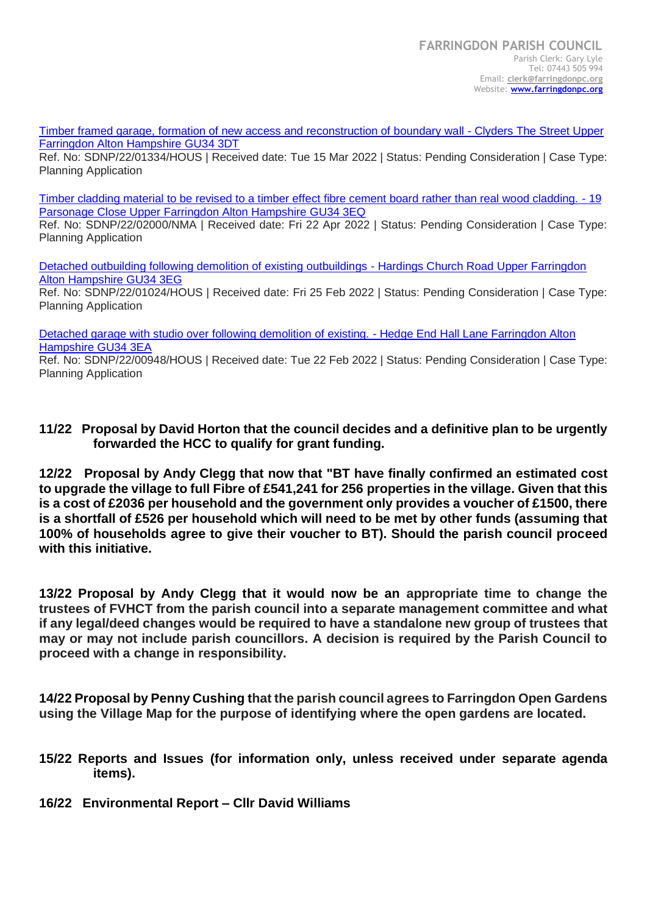[Timber framed garage, formation of new access and reconstruction of boundary wall - Clyders The Street Upper Farringdon Alton Hampshire GU34 3DT]

Ref. No: SDNP/22/01334/HOUS | Received date: Tue 15 Mar 2022 | Status: Pending Consideration | Case Type: Planning Application

[Timber cladding material to be revised to a timber effect fibre cement board rather than real wood cladding. - 19 Parsonage Close Upper Farringdon Alton Hampshire GU34 3EQ]

Ref. No: SDNP/22/02000/NMA | Received date: Fri 22 Apr 2022 | Status: Pending Consideration | Case Type: Planning Application

[Detached outbuilding following demolition of existing outbuildings - Hardings Church Road Upper Farringdon Alton Hampshire GU34 3EG]

Ref. No: SDNP/22/01024/HOUS | Received date: Fri 25 Feb 2022 | Status: Pending Consideration | Case Type: Planning Application

[Detached garage with studio over following demolition of existing. - Hedge End Hall Lane Farringdon Alton Hampshire GU34 3EA]

Ref. No: SDNP/22/00948/HOUS | Received date: Tue 22 Feb 2022 | Status: Pending Consideration | Case Type: Planning Application

**11/22 Proposal by David Horton that the council decides and a definitive plan to be urgently forwarded the HCC to qualify for grant funding.**

**12/22 Proposal by Andy Clegg that now that "BT have finally confirmed an estimated cost to upgrade the village to full Fibre of £541,241 for 256 properties in the village. Given that this is a cost of £2036 per household and the government only provides a voucher of £1500, there is a shortfall of £526 per household which will need to be met by other funds (assuming that 100% of households agree to give their voucher to BT). Should the parish council proceed with this initiative.**

**13/22 Proposal by Andy Clegg that it would now be an appropriate time to change the trustees of FVHCT from the parish council into a separate management committee and what if any legal/deed changes would be required to have a standalone new group of trustees that may or may not include parish councillors. A decision is required by the Parish Council to proceed with a change in responsibility.**

**14/22 Proposal by Penny Cushing that the parish council agrees to Farringdon Open Gardens using the Village Map for the purpose of identifying where the open gardens are located.**

**15/22 Reports and Issues (for information only, unless received under separate agenda items).**

**16/22 Environmental Report – Cllr David Williams**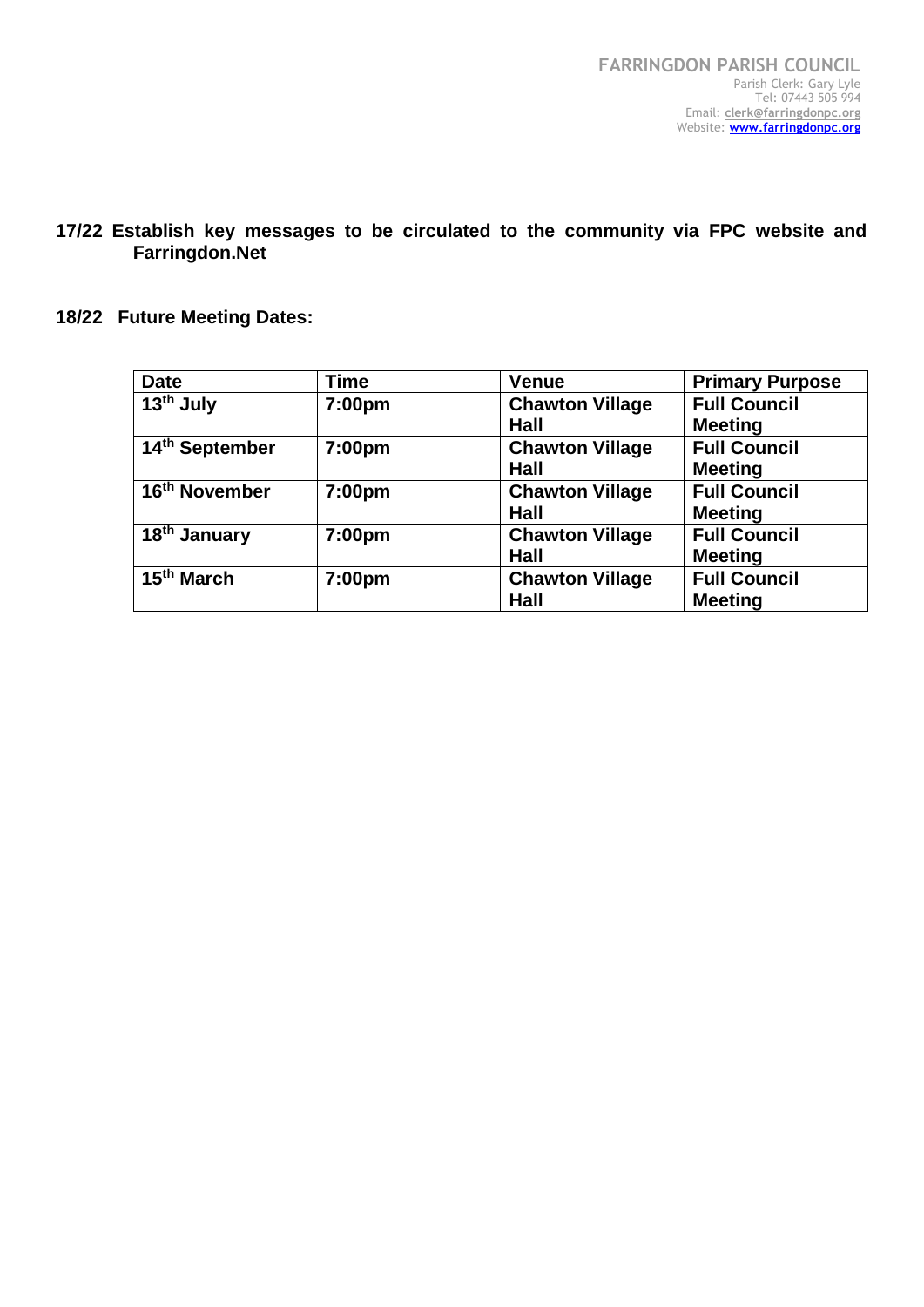**17/22 Establish key messages to be circulated to the community via FPC website and Farringdon.Net**

**18/22 Future Meeting Dates:**

| Date | Time | Venue | Primary Purpose |
|---|---|---|---|
| 13th July | 7:00pm | Chawton Village Hall | Full Council Meeting |
| 14th September | 7:00pm | Chawton Village Hall | Full Council Meeting |
| 16th November | 7:00pm | Chawton Village Hall | Full Council Meeting |
| 18th January | 7:00pm | Chawton Village Hall | Full Council Meeting |
| 15th March | 7:00pm | Chawton Village Hall | Full Council Meeting |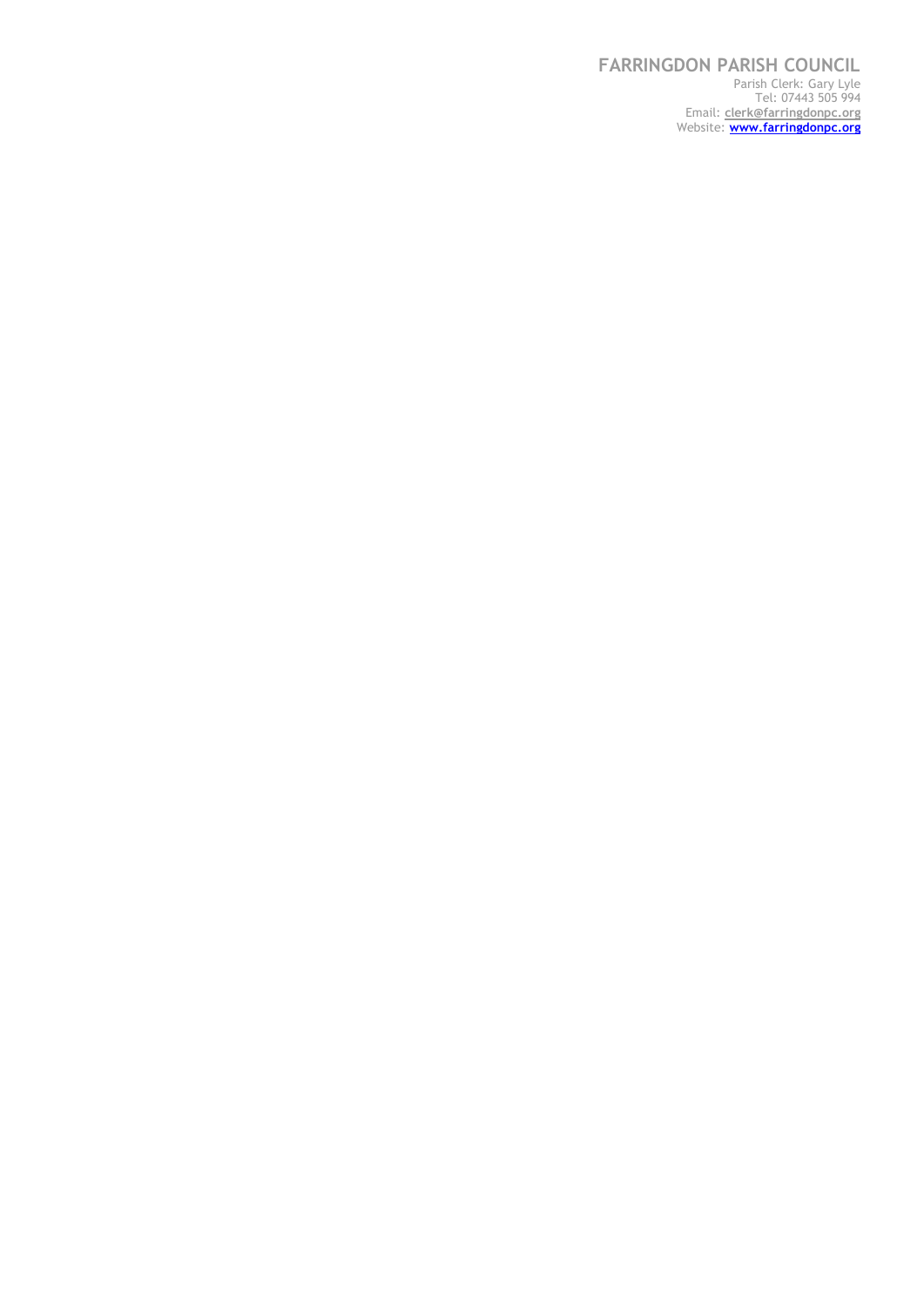**FARRINGDON PARISH COUNCIL**

Parish Clerk: Gary Lyle
Tel: 07443 505 994
Email: clerk@farringdonpc.org
Website: www.farringdonpc.org